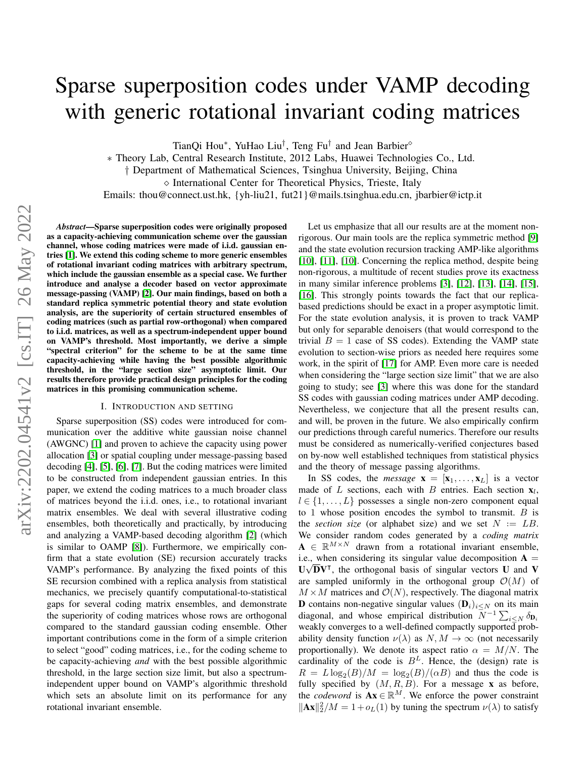# Sparse superposition codes under VAMP decoding with generic rotational invariant coding matrices

TianQi Hou[∗], YuHao Liu[†], Teng Fu[†] and Jean Barbier[⋄]

∗ Theory Lab, Central Research Institute, 2012 Labs, Huawei Technologies Co., Ltd.
† Department of Mathematical Sciences, Tsinghua University, Beijing, China
⋄ International Center for Theoretical Physics, Trieste, Italy
Emails: thou@connect.ust.hk, {yh-liu21, fut21}@mails.tsinghua.edu.cn, jbarbier@ictp.it

***Abstract*—Sparse superposition codes were originally proposed as a capacity-achieving communication scheme over the gaussian channel, whose coding matrices were made of i.i.d. gaussian entries [1]. We extend this coding scheme to more generic ensembles of rotational invariant coding matrices with arbitrary spectrum, which include the gaussian ensemble as a special case. We further introduce and analyse a decoder based on vector approximate message-passing (VAMP) [2]. Our main findings, based on both a standard replica symmetric potential theory and state evolution analysis, are the superiority of certain structured ensembles of coding matrices (such as partial row-orthogonal) when compared to i.i.d. matrices, as well as a spectrum-independent upper bound on VAMP's threshold. Most importantly, we derive a simple "spectral criterion" for the scheme to be at the same time capacity-achieving while having the best possible algorithmic threshold, in the "large section size" asymptotic limit. Our results therefore provide practical design principles for the coding matrices in this promising communication scheme.**

## I. Introduction and setting

Sparse superposition (SS) codes were introduced for communication over the additive white gaussian noise channel (AWGNC) [1] and proven to achieve the capacity using power allocation [3] or spatial coupling under message-passing based decoding [4], [5], [6], [7]. But the coding matrices were limited to be constructed from independent gaussian entries. In this paper, we extend the coding matrices to a much broader class of matrices beyond the i.i.d. ones, i.e., to rotational invariant matrix ensembles. We deal with several illustrative coding ensembles, both theoretically and practically, by introducing and analyzing a VAMP-based decoding algorithm [2] (which is similar to OAMP [8]). Furthermore, we empirically confirm that a state evolution (SE) recursion accurately tracks VAMP's performance. By analyzing the fixed points of this SE recursion combined with a replica analysis from statistical mechanics, we precisely quantify computational-to-statistical gaps for several coding matrix ensembles, and demonstrate the superiority of coding matrices whose rows are orthogonal compared to the standard gaussian coding ensemble. Other important contributions come in the form of a simple criterion to select "good" coding matrices, i.e., for the coding scheme to be capacity-achieving *and* with the best possible algorithmic threshold, in the large section size limit, but also a spectrum-independent upper bound on VAMP's algorithmic threshold which sets an absolute limit on its performance for any rotational invariant ensemble.

Let us emphasize that all our results are at the moment non-rigorous. Our main tools are the replica symmetric method [9] and the state evolution recursion tracking AMP-like algorithms [10], [11], [10]. Concerning the replica method, despite being non-rigorous, a multitude of recent studies prove its exactness in many similar inference problems [3], [12], [13], [14], [15], [16]. This strongly points towards the fact that our replica-based predictions should be exact in a proper asymptotic limit. For the state evolution analysis, it is proven to track VAMP but only for separable denoisers (that would correspond to the trivial $B = 1$ case of SS codes). Extending the VAMP state evolution to section-wise priors as needed here requires some work, in the spirit of [17] for AMP. Even more care is needed when considering the "large section size limit" that we are also going to study; see [3] where this was done for the standard SS codes with gaussian coding matrices under AMP decoding. Nevertheless, we conjecture that all the present results can, and will, be proven in the future. We also empirically confirm our predictions through careful numerics. Therefore our results must be considered as numerically-verified conjectures based on by-now well established techniques from statistical physics and the theory of message passing algorithms.

In SS codes, the *message* $\mathbf{x} = [\mathbf{x}_1, \ldots, \mathbf{x}_L]$ is a vector made of $L$ sections, each with $B$ entries. Each section $\mathbf{x}_l$, $l \in \{1, \ldots, L\}$ possesses a single non-zero component equal to 1 whose position encodes the symbol to transmit. $B$ is the *section size* (or alphabet size) and we set $N := LB$. We consider random codes generated by a *coding matrix* $\mathbf{A} \in \mathbb{R}^{M \times N}$ drawn from a rotational invariant ensemble, i.e., when considering its singular value decomposition $\mathbf{A} = \mathbf{U}\sqrt{\mathbf{D}}\mathbf{V}^\intercal$, the orthogonal basis of singular vectors $\mathbf{U}$ and $\mathbf{V}$ are sampled uniformly in the orthogonal group $\mathcal{O}(M)$ of $M \times M$ matrices and $\mathcal{O}(N)$, respectively. The diagonal matrix $\mathbf{D}$ contains non-negative singular values $(\mathbf{D}_i)_{i \le N}$ on its main diagonal, and whose empirical distribution $N^{-1}\sum_{i \le N} \delta_{\mathbf{D}_i}$ weakly converges to a well-defined compactly supported probability density function $\nu(\lambda)$ as $N, M \to \infty$ (not necessarily proportionally). We denote its aspect ratio $\alpha = M/N$. The cardinality of the code is $B^L$. Hence, the (design) rate is $R = L\log_2(B)/M = \log_2(B)/(\alpha B)$ and thus the code is fully specified by $(M, R, B)$. For a message $\mathbf{x}$ as before, the *codeword* is $\mathbf{A}\mathbf{x} \in \mathbb{R}^M$. We enforce the power constraint $\|\mathbf{A}\mathbf{x}\|_2^2/M = 1 + o_L(1)$ by tuning the spectrum $\nu(\lambda)$ to satisfy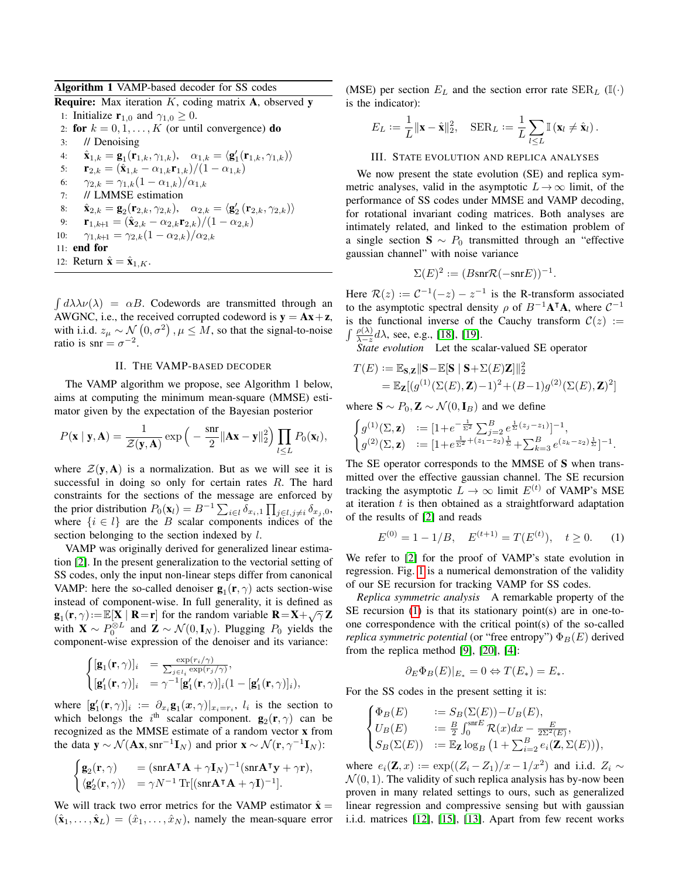**Algorithm 1** VAMP-based decoder for SS codes

**Require:** Max iteration $K$, coding matrix $\mathbf{A}$, observed $\mathbf{y}$

1: Initialize $\mathbf{r}_{1,0}$ and $\gamma_{1,0} \geq 0$.
2: **for** $k = 0, 1, \ldots, K$ (or until convergence) **do**
3: // Denoising
4: $\hat{\mathbf{x}}_{1,k} = \mathbf{g}_1(\mathbf{r}_{1,k}, \gamma_{1,k}), \quad \alpha_{1,k} = \langle \mathbf{g}_1'(\mathbf{r}_{1,k}, \gamma_{1,k}) \rangle$
5: $\mathbf{r}_{2,k} = (\hat{\mathbf{x}}_{1,k} - \alpha_{1,k}\mathbf{r}_{1,k})/(1-\alpha_{1,k})$
6: $\gamma_{2,k} = \gamma_{1,k}(1-\alpha_{1,k})/\alpha_{1,k}$
7: // LMMSE estimation
8: $\hat{\mathbf{x}}_{2,k} = \mathbf{g}_2(\mathbf{r}_{2,k}, \gamma_{2,k}), \quad \alpha_{2,k} = \langle \mathbf{g}_2'(\mathbf{r}_{2,k}, \gamma_{2,k}) \rangle$
9: $\mathbf{r}_{1,k+1} = (\hat{\mathbf{x}}_{2,k} - \alpha_{2,k}\mathbf{r}_{2,k})/(1-\alpha_{2,k})$
10: $\gamma_{1,k+1} = \gamma_{2,k}(1-\alpha_{2,k})/\alpha_{2,k}$
11: **end for**
12: Return $\hat{\mathbf{x}} = \hat{\mathbf{x}}_{1,K}$.

$\int d\lambda \lambda \nu(\lambda) = \alpha B$. Codewords are transmitted through an AWGNC, i.e., the received corrupted codeword is $\mathbf{y} = \mathbf{A}\mathbf{x} + \mathbf{z}$, with i.i.d. $z_\mu \sim \mathcal{N}(0, \sigma^2)$, $\mu \leq M$, so that the signal-to-noise ratio is $\text{snr} = \sigma^{-2}$.

## II. The VAMP-based decoder

The VAMP algorithm we propose, see Algorithm 1 below, aims at computing the minimum mean-square (MMSE) estimator given by the expectation of the Bayesian posterior

$$P(\mathbf{x} \mid \mathbf{y}, \mathbf{A}) = \frac{1}{\mathcal{Z}(\mathbf{y}, \mathbf{A})} \exp\Big(-\frac{\text{snr}}{2}\|\mathbf{A}\mathbf{x} - \mathbf{y}\|_2^2\Big) \prod_{l \leq L} P_0(\mathbf{x}_l),$$

where $\mathcal{Z}(\mathbf{y}, \mathbf{A})$ is a normalization. But as we will see it is successful in doing so only for certain rates $R$. The hard constraints for the sections of the message are enforced by the prior distribution $P_0(\mathbf{x}_l) = B^{-1} \sum_{i \in l} \delta_{x_i,1} \prod_{j \in l, j \neq i} \delta_{x_j,0}$, where $\{i \in l\}$ are the $B$ scalar components indices of the section belonging to the section indexed by $l$.

VAMP was originally derived for generalized linear estimation [2]. In the present generalization to the vectorial setting of SS codes, only the input non-linear steps differ from canonical VAMP: here the so-called denoiser $\mathbf{g}_1(\mathbf{r}, \gamma)$ acts section-wise instead of component-wise. In full generality, it is defined as $\mathbf{g}_1(\mathbf{r}, \gamma) := \mathbb{E}[\mathbf{X} \mid \mathbf{R} = \mathbf{r}]$ for the random variable $\mathbf{R} = \mathbf{X} + \sqrt{\gamma}\mathbf{Z}$ with $\mathbf{X} \sim P_0^{\otimes L}$ and $\mathbf{Z} \sim \mathcal{N}(0, \mathbf{I}_N)$. Plugging $P_0$ yields the component-wise expression of the denoiser and its variance:

$$\begin{cases} [\mathbf{g}_1(\mathbf{r}, \gamma)]_i &= \frac{\exp(r_i/\gamma)}{\sum_{j \in l_i} \exp(r_j/\gamma)}, \\ [\mathbf{g}_1'(\mathbf{r}, \gamma)]_i &= \gamma^{-1}[\mathbf{g}_1'(\mathbf{r}, \gamma)]_i (1 - [\mathbf{g}_1'(\mathbf{r}, \gamma)]_i), \end{cases}$$

where $[\mathbf{g}_1'(\mathbf{r}, \gamma)]_i := \partial_{x_i} \mathbf{g}_1(\boldsymbol{x}, \gamma)|_{x_i = r_i}$, $l_i$ is the section to which belongs the $i^{\text{th}}$ scalar component. $\mathbf{g}_2(\mathbf{r}, \gamma)$ can be recognized as the MMSE estimate of a random vector $\mathbf{x}$ from the data $\mathbf{y} \sim \mathcal{N}(\mathbf{A}\mathbf{x}, \text{snr}^{-1}\mathbf{I}_N)$ and prior $\mathbf{x} \sim \mathcal{N}(\mathbf{r}, \gamma^{-1}\mathbf{I}_N)$:

$$\begin{cases} \mathbf{g}_2(\mathbf{r}, \gamma) &= (\text{snr}\mathbf{A}^\intercal\mathbf{A} + \gamma\mathbf{I}_N)^{-1}(\text{snr}\mathbf{A}^\intercal\mathbf{y} + \gamma\mathbf{r}), \\ \langle \mathbf{g}_2'(\mathbf{r}, \gamma) \rangle &= \gamma N^{-1} \operatorname{Tr}[(\text{snr}\mathbf{A}^\intercal\mathbf{A} + \gamma\mathbf{I})^{-1}]. \end{cases}$$

We will track two error metrics for the VAMP estimator $\hat{\mathbf{x}} = (\hat{\mathbf{x}}_1, \ldots, \hat{\mathbf{x}}_L) = (\hat{x}_1, \ldots, \hat{x}_N)$, namely the mean-square error (MSE) per section $E_L$ and the section error rate $\text{SER}_L$ ($\mathbb{I}(\cdot)$ is the indicator):

$$E_L := \frac{1}{L}\|\mathbf{x} - \hat{\mathbf{x}}\|_2^2, \quad \text{SER}_L := \frac{1}{L}\sum_{l \leq L} \mathbb{I}(\mathbf{x}_l \neq \hat{\mathbf{x}}_l).$$

## III. State evolution and replica analyses

We now present the state evolution (SE) and replica symmetric analyses, valid in the asymptotic $L \to \infty$ limit, of the performance of SS codes under MMSE and VAMP decoding, for rotational invariant coding matrices. Both analyses are intimately related, and linked to the estimation problem of a single section $\mathbf{S} \sim P_0$ transmitted through an "effective gaussian channel" with noise variance

$$\Sigma(E)^2 := (B\text{snr}\mathcal{R}(-\text{snr}E))^{-1}.$$

Here $\mathcal{R}(z) := \mathcal{C}^{-1}(-z) - z^{-1}$ is the R-transform associated to the asymptotic spectral density $\rho$ of $B^{-1}\mathbf{A}^\intercal\mathbf{A}$, where $\mathcal{C}^{-1}$ is the functional inverse of the Cauchy transform $\mathcal{C}(z) := \int \frac{\rho(\lambda)}{\lambda - z} d\lambda$, see, e.g., [18], [19].

*State evolution* Let the scalar-valued SE operator

$$\begin{aligned} T(E) &:= \mathbb{E}_{\mathbf{S},\mathbf{Z}}\|\mathbf{S} - \mathbb{E}[\mathbf{S} \mid \mathbf{S} + \Sigma(E)\mathbf{Z}]\|_2^2 \\ &= \mathbb{E}_{\mathbf{Z}}[(g^{(1)}(\Sigma(E), \mathbf{Z}) - 1)^2 + (B-1)g^{(2)}(\Sigma(E), \mathbf{Z})^2] \end{aligned}$$

where $\mathbf{S} \sim P_0, \mathbf{Z} \sim \mathcal{N}(0, \mathbf{I}_B)$ and we define

$$\begin{cases} g^{(1)}(\Sigma, \mathbf{z}) &:= [1 + e^{-\frac{1}{\Sigma^2}} \sum_{j=2}^B e^{\frac{1}{\Sigma}(z_j - z_1)}]^{-1}, \\ g^{(2)}(\Sigma, \mathbf{z}) &:= [1 + e^{\frac{1}{\Sigma^2} + (z_1 - z_2)\frac{1}{\Sigma}} + \sum_{k=3}^B e^{(z_k - z_2)\frac{1}{\Sigma}}]^{-1}. \end{cases}$$

The SE operator corresponds to the MMSE of $\mathbf{S}$ when transmitted over the effective gaussian channel. The SE recursion tracking the asymptotic $L \to \infty$ limit $E^{(t)}$ of VAMP's MSE at iteration $t$ is then obtained as a straightforward adaptation of the results of [2] and reads

$$E^{(0)} = 1 - 1/B, \quad E^{(t+1)} = T(E^{(t)}), \quad t \geq 0. \tag{1}$$

We refer to [2] for the proof of VAMP's state evolution in regression. Fig. 1 is a numerical demonstration of the validity of our SE recursion for tracking VAMP for SS codes.

*Replica symmetric analysis* A remarkable property of the SE recursion (1) is that its stationary point(s) are in one-to-one correspondence with the critical point(s) of the so-called *replica symmetric potential* (or "free entropy") $\Phi_B(E)$ derived from the replica method [9], [20], [4]:

$$\partial_E \Phi_B(E)|_{E_*} = 0 \Leftrightarrow T(E_*) = E_*.$$

For the SS codes in the present setting it is:

$$\begin{cases} \Phi_B(E) &:= S_B(\Sigma(E)) - U_B(E), \\ U_B(E) &:= \frac{B}{2}\int_0^{\text{snr}E} \mathcal{R}(x)dx - \frac{E}{2\Sigma^2(E)}, \\ S_B(\Sigma(E)) &:= \mathbb{E}_{\mathbf{Z}} \log_B \left(1 + \sum_{i=2}^B e_i(\mathbf{Z}, \Sigma(E))\right), \end{cases}$$

where $e_i(\mathbf{Z}, x) := \exp((Z_i - Z_1)/x - 1/x^2)$ and i.i.d. $Z_i \sim \mathcal{N}(0, 1)$. The validity of such replica analysis has by-now been proven in many related settings to ours, such as generalized linear regression and compressive sensing but with gaussian i.i.d. matrices [12], [15], [13]. Apart from few recent works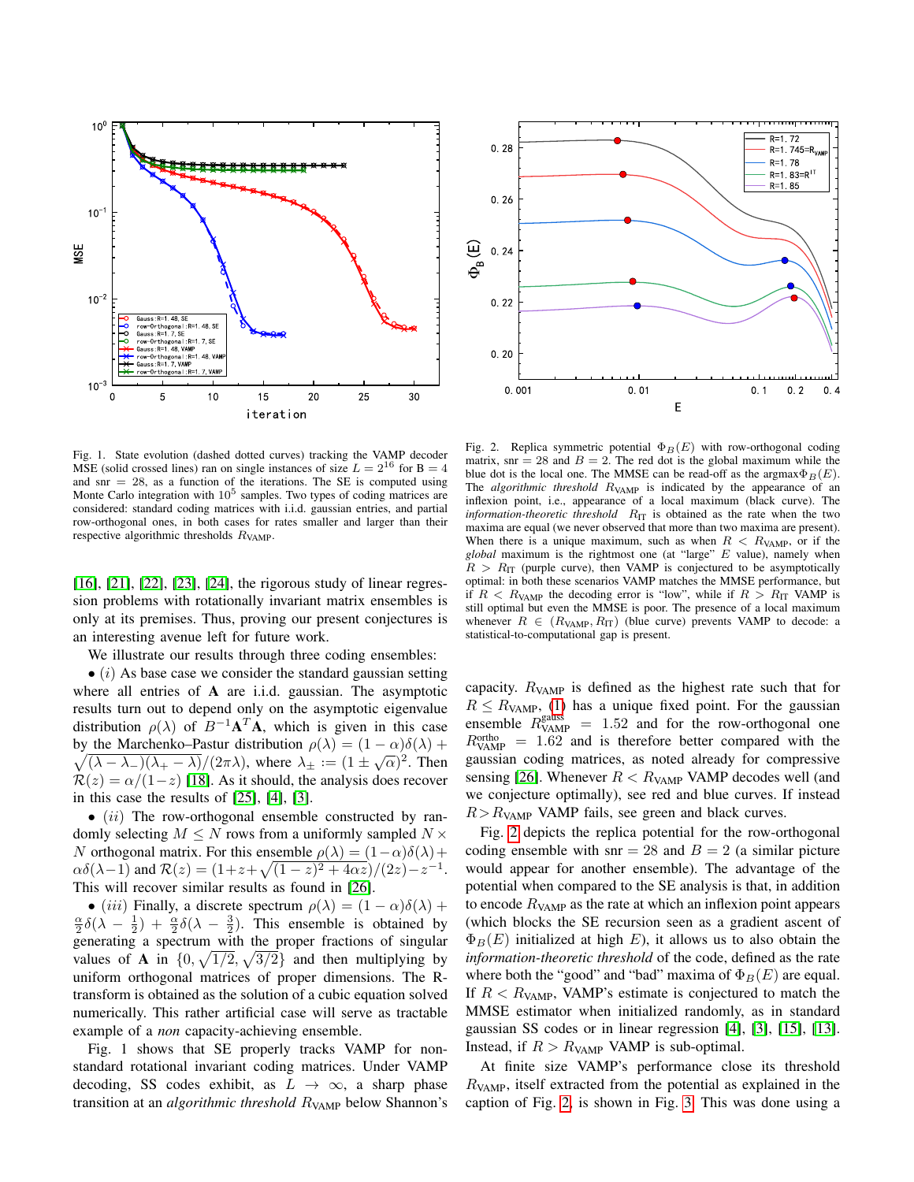Fig. 1. State evolution (dashed dotted curves) tracking the VAMP decoder MSE (solid crossed lines) ran on single instances of size $L = 2^{16}$ for B = 4 and snr = 28, as a function of the iterations. The SE is computed using Monte Carlo integration with $10^5$ samples. Two types of coding matrices are considered: standard coding matrices with i.i.d. gaussian entries, and partial row-orthogonal ones, in both cases for rates smaller and larger than their respective algorithmic thresholds $R_{\rm VAMP}$.

Fig. 2. Replica symmetric potential $\Phi_B(E)$ with row-orthogonal coding matrix, snr = 28 and $B = 2$. The red dot is the global maximum while the blue dot is the local one. The MMSE can be read-off as the argmax$\Phi_B(E)$. The *algorithmic threshold* $R_{\rm VAMP}$ is indicated by the appearance of an inflexion point, i.e., appearance of a local maximum (black curve). The *information-theoretic threshold* $R_{\rm IT}$ is obtained as the rate when the two maxima are equal (we never observed that more than two maxima are present). When there is a unique maximum, such as when $R < R_{\rm VAMP}$, or if the *global* maximum is the rightmost one (at "large" $E$ value), namely when $R > R_{\rm IT}$ (purple curve), then VAMP is conjectured to be asymptotically optimal: in both these scenarios VAMP matches the MMSE performance, but if $R < R_{\rm VAMP}$ the decoding error is "low", while if $R > R_{\rm IT}$ VAMP is still optimal but even the MMSE is poor. The presence of a local maximum whenever $R \in (R_{\rm VAMP}, R_{\rm IT})$ (blue curve) prevents VAMP to decode: a statistical-to-computational gap is present.

[16], [21], [22], [23], [24], the rigorous study of linear regression problems with rotationally invariant matrix ensembles is only at its premises. Thus, proving our present conjectures is an interesting avenue left for future work.

We illustrate our results through three coding ensembles:

• $(i)$ As base case we consider the standard gaussian setting where all entries of $\mathbf{A}$ are i.i.d. gaussian. The asymptotic results turn out to depend only on the asymptotic eigenvalue distribution $\rho(\lambda)$ of $B^{-1}\mathbf{A}^T\mathbf{A}$, which is given in this case by the Marchenko–Pastur distribution $\rho(\lambda) = (1-\alpha)\delta(\lambda) + \sqrt{(\lambda-\lambda_-)(\lambda_+-\lambda)}/(2\pi\lambda)$, where $\lambda_\pm := (1 \pm \sqrt{\alpha})^2$. Then $\mathcal{R}(z) = \alpha/(1-z)$ [18]. As it should, the analysis does recover in this case the results of [25], [4], [3].

• $(ii)$ The row-orthogonal ensemble constructed by randomly selecting $M \le N$ rows from a uniformly sampled $N \times N$ orthogonal matrix. For this ensemble $\rho(\lambda) = (1-\alpha)\delta(\lambda) + \alpha\delta(\lambda-1)$ and $\mathcal{R}(z) = (1+z+\sqrt{(1-z)^2+4\alpha z})/(2z) - z^{-1}$. This will recover similar results as found in [26].

• $(iii)$ Finally, a discrete spectrum $\rho(\lambda) = (1-\alpha)\delta(\lambda) + \frac{\alpha}{2}\delta(\lambda-\frac{1}{2}) + \frac{\alpha}{2}\delta(\lambda-\frac{3}{2})$. This ensemble is obtained by generating a spectrum with the proper fractions of singular values of $\mathbf{A}$ in $\{0, \sqrt{1/2}, \sqrt{3/2}\}$ and then multiplying by uniform orthogonal matrices of proper dimensions. The R-transform is obtained as the solution of a cubic equation solved numerically. This rather artificial case will serve as tractable example of a *non* capacity-achieving ensemble.

Fig. 1 shows that SE properly tracks VAMP for non-standard rotational invariant coding matrices. Under VAMP decoding, SS codes exhibit, as $L \to \infty$, a sharp phase transition at an *algorithmic threshold* $R_{\rm VAMP}$ below Shannon's capacity. $R_{\rm VAMP}$ is defined as the highest rate such that for $R \le R_{\rm VAMP}$, (1) has a unique fixed point. For the gaussian ensemble $R_{\rm VAMP}^{\rm gauss} = 1.52$ and for the row-orthogonal one $R_{\rm VAMP}^{\rm ortho} = 1.62$ and is therefore better compared with the gaussian coding matrices, as noted already for compressive sensing [26]. Whenever $R < R_{\rm VAMP}$ VAMP decodes well (and we conjecture optimally), see red and blue curves. If instead $R > R_{\rm VAMP}$ VAMP fails, see green and black curves.

Fig. 2 depicts the replica potential for the row-orthogonal coding ensemble with snr = 28 and $B = 2$ (a similar picture would appear for another ensemble). The advantage of the potential when compared to the SE analysis is that, in addition to encode $R_{\rm VAMP}$ as the rate at which an inflexion point appears (which blocks the SE recursion seen as a gradient ascent of $\Phi_B(E)$ initialized at high $E$), it allows us to also obtain the *information-theoretic threshold* of the code, defined as the rate where both the "good" and "bad" maxima of $\Phi_B(E)$ are equal. If $R < R_{\rm VAMP}$, VAMP's estimate is conjectured to match the MMSE estimator when initialized randomly, as in standard gaussian SS codes or in linear regression [4], [3], [15], [13]. Instead, if $R > R_{\rm VAMP}$ VAMP is sub-optimal.

At finite size VAMP's performance close its threshold $R_{\rm VAMP}$, itself extracted from the potential as explained in the caption of Fig. 2, is shown in Fig. 3. This was done using a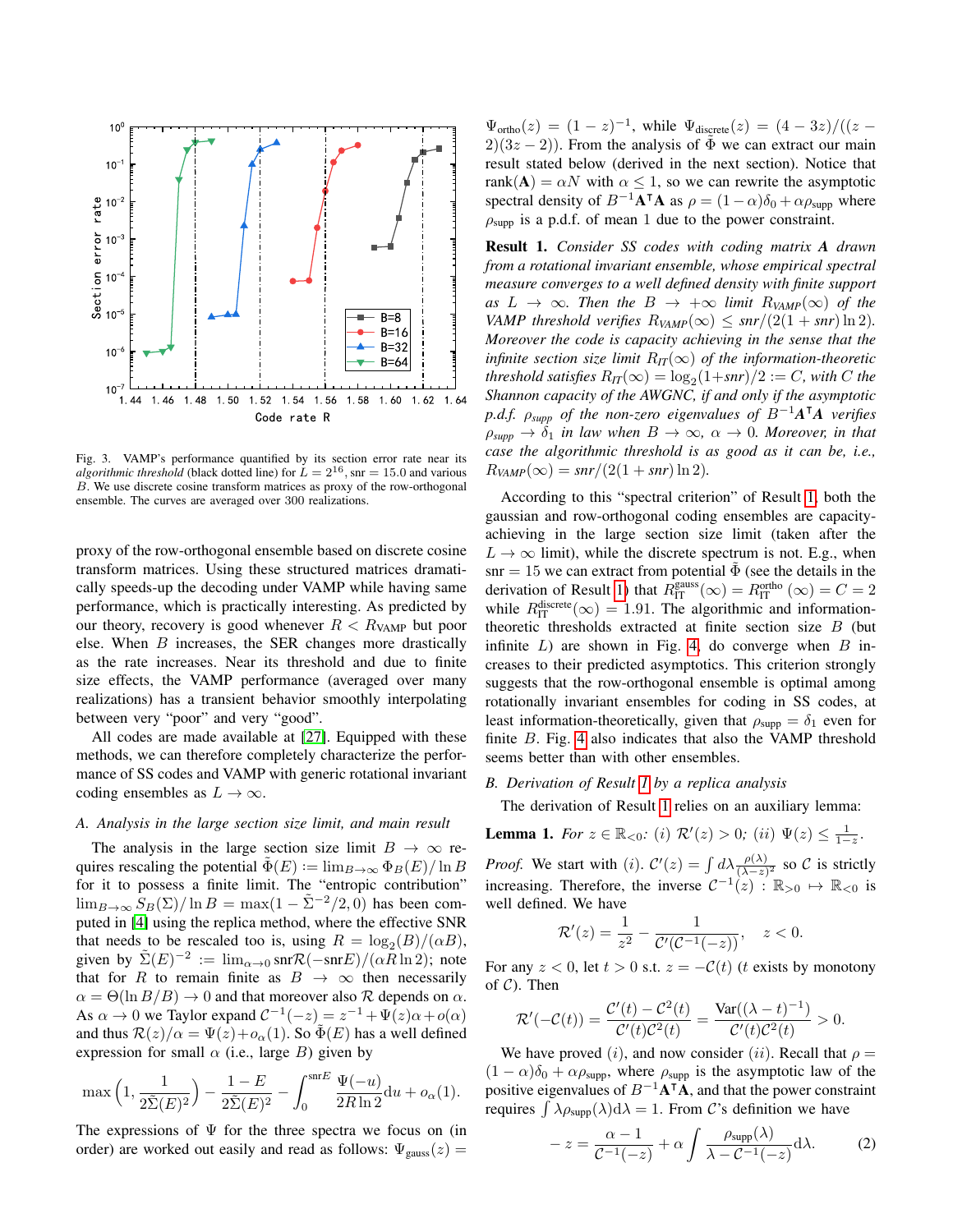Fig. 3. VAMP's performance quantified by its section error rate near its *algorithmic threshold* (black dotted line) for $L = 2^{16}$, $\text{snr} = 15.0$ and various $B$. We use discrete cosine transform matrices as proxy of the row-orthogonal ensemble. The curves are averaged over 300 realizations.

proxy of the row-orthogonal ensemble based on discrete cosine transform matrices. Using these structured matrices dramatically speeds-up the decoding under VAMP while having same performance, which is practically interesting. As predicted by our theory, recovery is good whenever $R < R_{\rm VAMP}$ but poor else. When $B$ increases, the SER changes more drastically as the rate increases. Near its threshold and due to finite size effects, the VAMP performance (averaged over many realizations) has a transient behavior smoothly interpolating between very "poor" and very "good".

All codes are made available at [27]. Equipped with these methods, we can therefore completely characterize the performance of SS codes and VAMP with generic rotational invariant coding ensembles as $L \to \infty$.

### A. Analysis in the large section size limit, and main result

The analysis in the large section size limit $B \to \infty$ requires rescaling the potential $\tilde{\Phi}(E) := \lim_{B\to\infty} \Phi_B(E)/\ln B$ for it to possess a finite limit. The "entropic contribution" $\lim_{B\to\infty} S_B(\Sigma)/\ln B = \max(1-\tilde{\Sigma}^{-2}/2, 0)$ has been computed in [4] using the replica method, where the effective SNR that needs to be rescaled too is, using $R = \log_2(B)/(\alpha B)$, given by $\tilde{\Sigma}(E)^{-2} := \lim_{\alpha\to 0} \text{snr}\mathcal{R}(-\text{snr}E)/(\alpha R \ln 2)$; note that for $R$ to remain finite as $B \to \infty$ then necessarily $\alpha = \Theta(\ln B/B) \to 0$ and that moreover also $\mathcal{R}$ depends on $\alpha$. As $\alpha \to 0$ we Taylor expand $\mathcal{C}^{-1}(-z) = z^{-1} + \Psi(z)\alpha + o(\alpha)$ and thus $\mathcal{R}(z)/\alpha = \Psi(z) + o_\alpha(1)$. So $\tilde{\Phi}(E)$ has a well defined expression for small $\alpha$ (i.e., large $B$) given by

$$\max\Big(1, \frac{1}{2\tilde{\Sigma}(E)^2}\Big) - \frac{1-E}{2\tilde{\Sigma}(E)^2} - \int_0^{\text{snr}E} \frac{\Psi(-u)}{2R\ln 2}\text{d}u + o_\alpha(1).$$

The expressions of $\Psi$ for the three spectra we focus on (in order) are worked out easily and read as follows: $\Psi_{\rm gauss}(z) = \Psi_{\rm ortho}(z) = (1-z)^{-1}$, while $\Psi_{\rm discrete}(z) = (4-3z)/((z-2)(3z-2))$. From the analysis of $\tilde{\Phi}$ we can extract our main result stated below (derived in the next section). Notice that $\text{rank}(\mathbf{A}) = \alpha N$ with $\alpha \le 1$, so we can rewrite the asymptotic spectral density of $B^{-1}\mathbf{A}^\intercal\mathbf{A}$ as $\rho = (1-\alpha)\delta_0 + \alpha\rho_{\rm supp}$ where $\rho_{\rm supp}$ is a p.d.f. of mean 1 due to the power constraint.

**Result 1.** *Consider SS codes with coding matrix $\mathbf{A}$ drawn from a rotational invariant ensemble, whose empirical spectral measure converges to a well defined density with finite support as $L \to \infty$. Then the $B \to +\infty$ limit $R_{VAMP}(\infty)$ of the VAMP threshold verifies $R_{VAMP}(\infty) \le snr/(2(1+snr)\ln 2)$. Moreover the code is capacity achieving in the sense that the infinite section size limit $R_{IT}(\infty)$ of the information-theoretic threshold satisfies $R_{IT}(\infty) = \log_2(1+snr)/2 := C$, with $C$ the Shannon capacity of the AWGNC, if and only if the asymptotic p.d.f. $\rho_{supp}$ of the non-zero eigenvalues of $B^{-1}\mathbf{A}^\intercal\mathbf{A}$ verifies $\rho_{supp} \to \delta_1$ in law when $B \to \infty$, $\alpha \to 0$. Moreover, in that case the algorithmic threshold is as good as it can be, i.e., $R_{VAMP}(\infty) = snr/(2(1+snr)\ln 2)$.*

According to this "spectral criterion" of Result 1, both the gaussian and row-orthogonal coding ensembles are capacity-achieving in the large section size limit (taken after the $L \to \infty$ limit), while the discrete spectrum is not. E.g., when $\text{snr} = 15$ we can extract from potential $\tilde{\Phi}$ (see the details in the derivation of Result 1) that $R_{\rm IT}^{\rm gauss}(\infty) = R_{\rm IT}^{\rm ortho}(\infty) = C = 2$ while $R_{\rm IT}^{\rm discrete}(\infty) = 1.91$. The algorithmic and information-theoretic thresholds extracted at finite section size $B$ (but infinite $L$) are shown in Fig. 4, do converge when $B$ increases to their predicted asymptotics. This criterion strongly suggests that the row-orthogonal ensemble is optimal among rotationally invariant ensembles for coding in SS codes, at least information-theoretically, given that $\rho_{\rm supp} = \delta_1$ even for finite $B$. Fig. 4 also indicates that also the VAMP threshold seems better than with other ensembles.

### B. Derivation of Result 1 by a replica analysis

The derivation of Result 1 relies on an auxiliary lemma:

**Lemma 1.** *For $z \in \mathbb{R}_{<0}$: (i) $\mathcal{R}'(z) > 0$; (ii) $\Psi(z) \le \frac{1}{1-z}$.*

*Proof.* We start with $(i)$. $\mathcal{C}'(z) = \int d\lambda \frac{\rho(\lambda)}{(\lambda-z)^2}$ so $\mathcal{C}$ is strictly increasing. Therefore, the inverse $\mathcal{C}^{-1}(z) : \mathbb{R}_{>0} \mapsto \mathbb{R}_{<0}$ is well defined. We have

$$\mathcal{R}'(z) = \frac{1}{z^2} - \frac{1}{\mathcal{C}'(\mathcal{C}^{-1}(-z))}, \quad z < 0.$$

For any $z < 0$, let $t > 0$ s.t. $z = -\mathcal{C}(t)$ ($t$ exists by monotony of $\mathcal{C}$). Then

$$\mathcal{R}'(-\mathcal{C}(t)) = \frac{\mathcal{C}'(t) - \mathcal{C}^2(t)}{\mathcal{C}'(t)\mathcal{C}^2(t)} = \frac{\text{Var}((\lambda-t)^{-1})}{\mathcal{C}'(t)\mathcal{C}^2(t)} > 0.$$

We have proved $(i)$, and now consider $(ii)$. Recall that $\rho = (1-\alpha)\delta_0 + \alpha\rho_{\rm supp}$, where $\rho_{\rm supp}$ is the asymptotic law of the positive eigenvalues of $B^{-1}\mathbf{A}^\intercal\mathbf{A}$, and that the power constraint requires $\int \lambda\rho_{\rm supp}(\lambda)\text{d}\lambda = 1$. From $\mathcal{C}$'s definition we have

$$-z = \frac{\alpha - 1}{\mathcal{C}^{-1}(-z)} + \alpha \int \frac{\rho_{\rm supp}(\lambda)}{\lambda - \mathcal{C}^{-1}(-z)}\text{d}\lambda. \tag{2}$$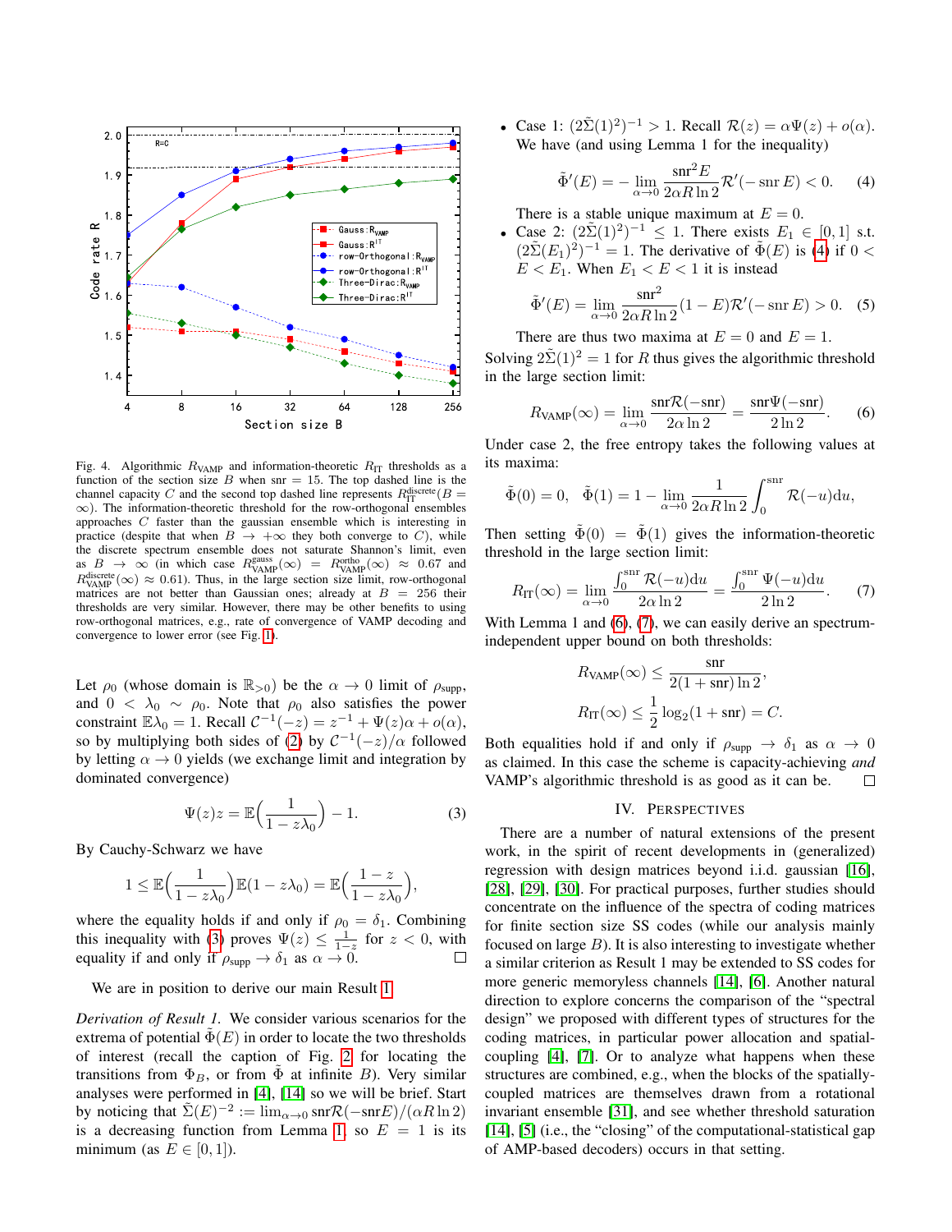Fig. 4. Algorithmic $R_{\rm VAMP}$ and information-theoretic $R_{\rm IT}$ thresholds as a function of the section size $B$ when $\rm snr = 15$. The top dashed line is the channel capacity $C$ and the second top dashed line represents $R_{\rm IT}^{\rm discrete}(B=\infty)$. The information-theoretic threshold for the row-orthogonal ensembles approaches $C$ faster than the gaussian ensemble which is interesting in practice (despite that when $B \to +\infty$ they both converge to $C$), while the discrete spectrum ensemble does not saturate Shannon's limit, even as $B \to \infty$ (in which case $R_{\rm VAMP}^{\rm gauss}(\infty) = R_{\rm VAMP}^{\rm ortho}(\infty) \approx 0.67$ and $R_{\rm VAMP}^{\rm discrete}(\infty) \approx 0.61$). Thus, in the large section size limit, row-orthogonal matrices are not better than Gaussian ones; already at $B = 256$ their thresholds are very similar. However, there may be other benefits to using row-orthogonal matrices, e.g., rate of convergence of VAMP decoding and convergence to lower error (see Fig. 1).

Let $\rho_0$ (whose domain is $\mathbb{R}_{>0}$) be the $\alpha \to 0$ limit of $\rho_{\rm supp}$, and $0 < \lambda_0 \sim \rho_0$. Note that $\rho_0$ also satisfies the power constraint $\mathbb{E}\lambda_0 = 1$. Recall $\mathcal{C}^{-1}(-z) = z^{-1} + \Psi(z)\alpha + o(\alpha)$, so by multiplying both sides of (2) by $\mathcal{C}^{-1}(-z)/\alpha$ followed by letting $\alpha \to 0$ yields (we exchange limit and integration by dominated convergence)

$$\Psi(z)z = \mathbb{E}\Big(\frac{1}{1-z\lambda_0}\Big) - 1. \tag{3}$$

By Cauchy-Schwarz we have

$$1 \le \mathbb{E}\Big(\frac{1}{1-z\lambda_0}\Big)\mathbb{E}(1-z\lambda_0) = \mathbb{E}\Big(\frac{1-z}{1-z\lambda_0}\Big),$$

where the equality holds if and only if $\rho_0 = \delta_1$. Combining this inequality with (3) proves $\Psi(z) \le \frac{1}{1-z}$ for $z < 0$, with equality if and only if $\rho_{\rm supp} \to \delta_1$ as $\alpha \to 0$. □

We are in position to derive our main Result 1.

*Derivation of Result 1.* We consider various scenarios for the extrema of potential $\tilde{\Phi}(E)$ in order to locate the two thresholds of interest (recall the caption of Fig. 2 for locating the transitions from $\Phi_B$, or from $\tilde{\Phi}$ at infinite $B$). Very similar analyses were performed in [4], [14] so we will be brief. Start by noticing that $\tilde{\Sigma}(E)^{-2} := \lim_{\alpha\to 0} {\rm snr}\mathcal{R}(-{\rm snr}E)/(\alpha R \ln 2)$ is a decreasing function from Lemma 1, so $E = 1$ is its minimum (as $E \in [0,1]$).

- Case 1: $(2\tilde{\Sigma}(1)^2)^{-1} > 1$. Recall $\mathcal{R}(z) = \alpha\Psi(z) + o(\alpha)$. We have (and using Lemma 1 for the inequality)

$$\tilde{\Phi}'(E) = -\lim_{\alpha\to 0}\frac{{\rm snr}^2 E}{2\alpha R\ln 2}\mathcal{R}'(-{\rm snr}\,E) < 0. \tag{4}$$

  There is a stable unique maximum at $E = 0$.
- Case 2: $(2\tilde{\Sigma}(1)^2)^{-1} \le 1$. There exists $E_1 \in [0,1]$ s.t. $(2\tilde{\Sigma}(E_1)^2)^{-1} = 1$. The derivative of $\tilde{\Phi}(E)$ is (4) if $0 < E < E_1$. When $E_1 < E < 1$ it is instead

$$\tilde{\Phi}'(E) = \lim_{\alpha\to 0}\frac{{\rm snr}^2}{2\alpha R\ln 2}(1-E)\mathcal{R}'(-{\rm snr}\,E) > 0. \tag{5}$$

  There are thus two maxima at $E = 0$ and $E = 1$.

Solving $2\tilde{\Sigma}(1)^2 = 1$ for $R$ thus gives the algorithmic threshold in the large section limit:

$$R_{\rm VAMP}(\infty) = \lim_{\alpha\to 0}\frac{{\rm snr}\mathcal{R}(-{\rm snr})}{2\alpha\ln 2} = \frac{{\rm snr}\Psi(-{\rm snr})}{2\ln 2}. \tag{6}$$

Under case 2, the free entropy takes the following values at its maxima:

$$\tilde{\Phi}(0) = 0, \quad \tilde{\Phi}(1) = 1 - \lim_{\alpha\to 0}\frac{1}{2\alpha R\ln 2}\int_0^{\rm snr}\mathcal{R}(-u){\rm d}u,$$

Then setting $\tilde{\Phi}(0) = \tilde{\Phi}(1)$ gives the information-theoretic threshold in the large section limit:

$$R_{\rm IT}(\infty) = \lim_{\alpha\to 0}\frac{\int_0^{\rm snr}\mathcal{R}(-u){\rm d}u}{2\alpha\ln 2} = \frac{\int_0^{\rm snr}\Psi(-u){\rm d}u}{2\ln 2}. \tag{7}$$

With Lemma 1 and (6), (7), we can easily derive an spectrum-independent upper bound on both thresholds:

$$R_{\rm VAMP}(\infty) \le \frac{\rm snr}{2(1+{\rm snr})\ln 2},$$

$$R_{\rm IT}(\infty) \le \frac{1}{2}\log_2(1+{\rm snr}) = C.$$

Both equalities hold if and only if $\rho_{\rm supp} \to \delta_1$ as $\alpha \to 0$ as claimed. In this case the scheme is capacity-achieving *and* VAMP's algorithmic threshold is as good as it can be. □

## IV. Perspectives

There are a number of natural extensions of the present work, in the spirit of recent developments in (generalized) regression with design matrices beyond i.i.d. gaussian [16], [28], [29], [30]. For practical purposes, further studies should concentrate on the influence of the spectra of coding matrices for finite section size SS codes (while our analysis mainly focused on large $B$). It is also interesting to investigate whether a similar criterion as Result 1 may be extended to SS codes for more generic memoryless channels [14], [6]. Another natural direction to explore concerns the comparison of the "spectral design" we proposed with different types of structures for the coding matrices, in particular power allocation and spatial-coupling [4], [7]. Or to analyze what happens when these structures are combined, e.g., when the blocks of the spatially-coupled matrices are themselves drawn from a rotational invariant ensemble [31], and see whether threshold saturation [14], [5] (i.e., the "closing" of the computational-statistical gap of AMP-based decoders) occurs in that setting.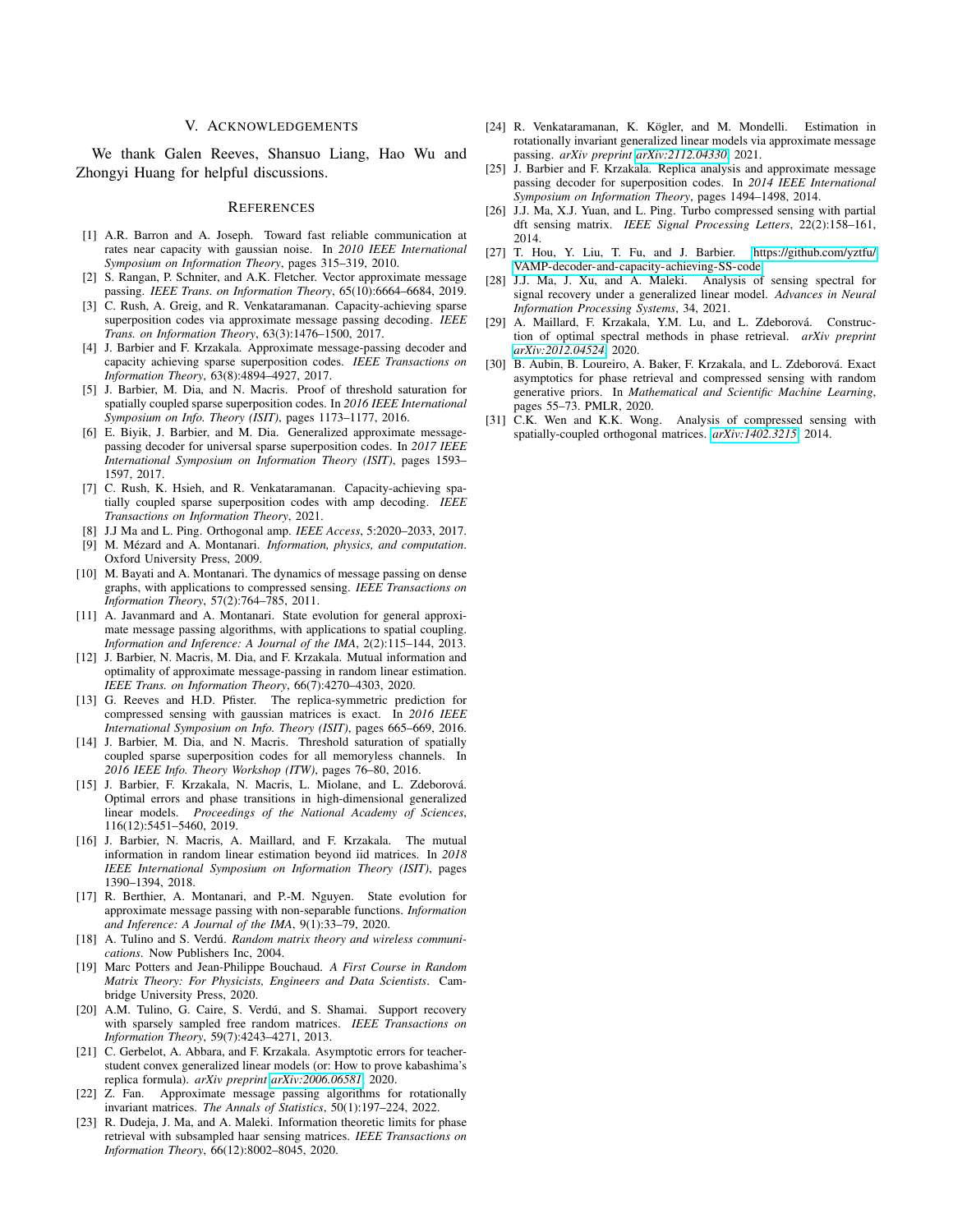## V. Acknowledgements

We thank Galen Reeves, Shansuo Liang, Hao Wu and Zhongyi Huang for helpful discussions.

## References

[1] A.R. Barron and A. Joseph. Toward fast reliable communication at rates near capacity with gaussian noise. In *2010 IEEE International Symposium on Information Theory*, pages 315–319, 2010.

[2] S. Rangan, P. Schniter, and A.K. Fletcher. Vector approximate message passing. *IEEE Trans. on Information Theory*, 65(10):6664–6684, 2019.

[3] C. Rush, A. Greig, and R. Venkataramanan. Capacity-achieving sparse superposition codes via approximate message passing decoding. *IEEE Trans. on Information Theory*, 63(3):1476–1500, 2017.

[4] J. Barbier and F. Krzakala. Approximate message-passing decoder and capacity achieving sparse superposition codes. *IEEE Transactions on Information Theory*, 63(8):4894–4927, 2017.

[5] J. Barbier, M. Dia, and N. Macris. Proof of threshold saturation for spatially coupled sparse superposition codes. In *2016 IEEE International Symposium on Info. Theory (ISIT)*, pages 1173–1177, 2016.

[6] E. Biyik, J. Barbier, and M. Dia. Generalized approximate message-passing decoder for universal sparse superposition codes. In *2017 IEEE International Symposium on Information Theory (ISIT)*, pages 1593–1597, 2017.

[7] C. Rush, K. Hsieh, and R. Venkataramanan. Capacity-achieving spatially coupled sparse superposition codes with amp decoding. *IEEE Transactions on Information Theory*, 2021.

[8] J.J Ma and L. Ping. Orthogonal amp. *IEEE Access*, 5:2020–2033, 2017.

[9] M. Mézard and A. Montanari. *Information, physics, and computation*. Oxford University Press, 2009.

[10] M. Bayati and A. Montanari. The dynamics of message passing on dense graphs, with applications to compressed sensing. *IEEE Transactions on Information Theory*, 57(2):764–785, 2011.

[11] A. Javanmard and A. Montanari. State evolution for general approximate message passing algorithms, with applications to spatial coupling. *Information and Inference: A Journal of the IMA*, 2(2):115–144, 2013.

[12] J. Barbier, N. Macris, M. Dia, and F. Krzakala. Mutual information and optimality of approximate message-passing in random linear estimation. *IEEE Trans. on Information Theory*, 66(7):4270–4303, 2020.

[13] G. Reeves and H.D. Pfister. The replica-symmetric prediction for compressed sensing with gaussian matrices is exact. In *2016 IEEE International Symposium on Info. Theory (ISIT)*, pages 665–669, 2016.

[14] J. Barbier, M. Dia, and N. Macris. Threshold saturation of spatially coupled sparse superposition codes for all memoryless channels. In *2016 IEEE Info. Theory Workshop (ITW)*, pages 76–80, 2016.

[15] J. Barbier, F. Krzakala, N. Macris, L. Miolane, and L. Zdeborová. Optimal errors and phase transitions in high-dimensional generalized linear models. *Proceedings of the National Academy of Sciences*, 116(12):5451–5460, 2019.

[16] J. Barbier, N. Macris, A. Maillard, and F. Krzakala. The mutual information in random linear estimation beyond iid matrices. In *2018 IEEE International Symposium on Information Theory (ISIT)*, pages 1390–1394, 2018.

[17] R. Berthier, A. Montanari, and P.-M. Nguyen. State evolution for approximate message passing with non-separable functions. *Information and Inference: A Journal of the IMA*, 9(1):33–79, 2020.

[18] A. Tulino and S. Verdú. *Random matrix theory and wireless communications*. Now Publishers Inc, 2004.

[19] Marc Potters and Jean-Philippe Bouchaud. *A First Course in Random Matrix Theory: For Physicists, Engineers and Data Scientists*. Cambridge University Press, 2020.

[20] A.M. Tulino, G. Caire, S. Verdú, and S. Shamai. Support recovery with sparsely sampled free random matrices. *IEEE Transactions on Information Theory*, 59(7):4243–4271, 2013.

[21] C. Gerbelot, A. Abbara, and F. Krzakala. Asymptotic errors for teacher-student convex generalized linear models (or: How to prove kabashima's replica formula). *arXiv preprint arXiv:2006.06581*, 2020.

[22] Z. Fan. Approximate message passing algorithms for rotationally invariant matrices. *The Annals of Statistics*, 50(1):197–224, 2022.

[23] R. Dudeja, J. Ma, and A. Maleki. Information theoretic limits for phase retrieval with subsampled haar sensing matrices. *IEEE Transactions on Information Theory*, 66(12):8002–8045, 2020.

[24] R. Venkataramanan, K. Kögler, and M. Mondelli. Estimation in rotationally invariant generalized linear models via approximate message passing. *arXiv preprint arXiv:2112.04330*, 2021.

[25] J. Barbier and F. Krzakala. Replica analysis and approximate message passing decoder for superposition codes. In *2014 IEEE International Symposium on Information Theory*, pages 1494–1498, 2014.

[26] J.J. Ma, X.J. Yuan, and L. Ping. Turbo compressed sensing with partial dft sensing matrix. *IEEE Signal Processing Letters*, 22(2):158–161, 2014.

[27] T. Hou, Y. Liu, T. Fu, and J. Barbier. https://github.com/yztfu/VAMP-decoder-and-capacity-achieving-SS-code.

[28] J.J. Ma, J. Xu, and A. Maleki. Analysis of sensing spectral for signal recovery under a generalized linear model. *Advances in Neural Information Processing Systems*, 34, 2021.

[29] A. Maillard, F. Krzakala, Y.M. Lu, and L. Zdeborová. Construction of optimal spectral methods in phase retrieval. *arXiv preprint arXiv:2012.04524*, 2020.

[30] B. Aubin, B. Loureiro, A. Baker, F. Krzakala, and L. Zdeborová. Exact asymptotics for phase retrieval and compressed sensing with random generative priors. In *Mathematical and Scientific Machine Learning*, pages 55–73. PMLR, 2020.

[31] C.K. Wen and K.K. Wong. Analysis of compressed sensing with spatially-coupled orthogonal matrices. *arXiv:1402.3215*, 2014.